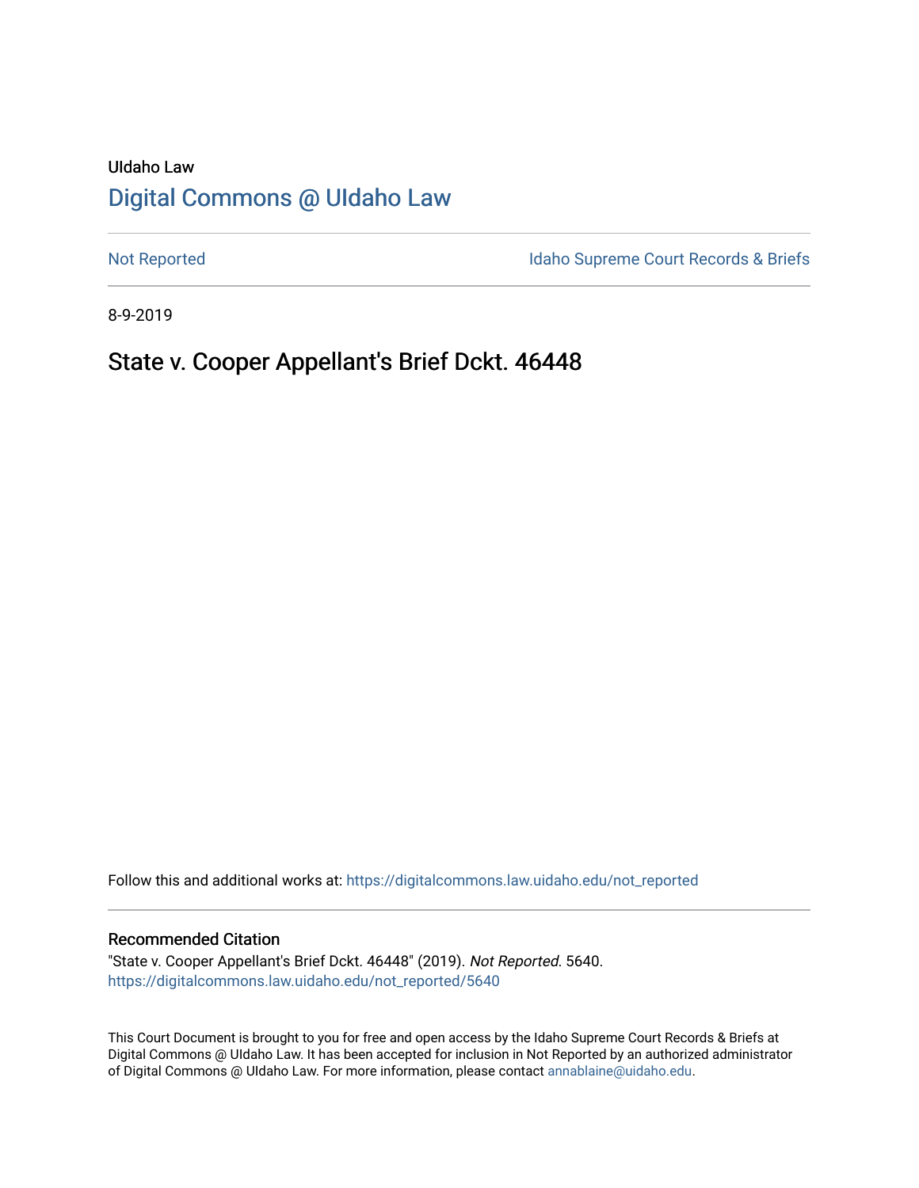UIdaho Law

# [Digital Commons @ UIdaho Law](https://digitalcommons.law.uidaho.edu)

[Not Reported](https://digitalcommons.law.uidaho.edu/not_reported) | [Idaho Supreme Court Records & Briefs](https://digitalcommons.law.uidaho.edu/idaho_supreme_court_record_briefs)

8-9-2019

## State v. Cooper Appellant's Brief Dckt. 46448

Follow this and additional works at: https://digitalcommons.law.uidaho.edu/not_reported

### Recommended Citation

"State v. Cooper Appellant's Brief Dckt. 46448" (2019). *Not Reported*. 5640.
https://digitalcommons.law.uidaho.edu/not_reported/5640

This Court Document is brought to you for free and open access by the Idaho Supreme Court Records & Briefs at Digital Commons @ UIdaho Law. It has been accepted for inclusion in Not Reported by an authorized administrator of Digital Commons @ UIdaho Law. For more information, please contact annablaine@uidaho.edu.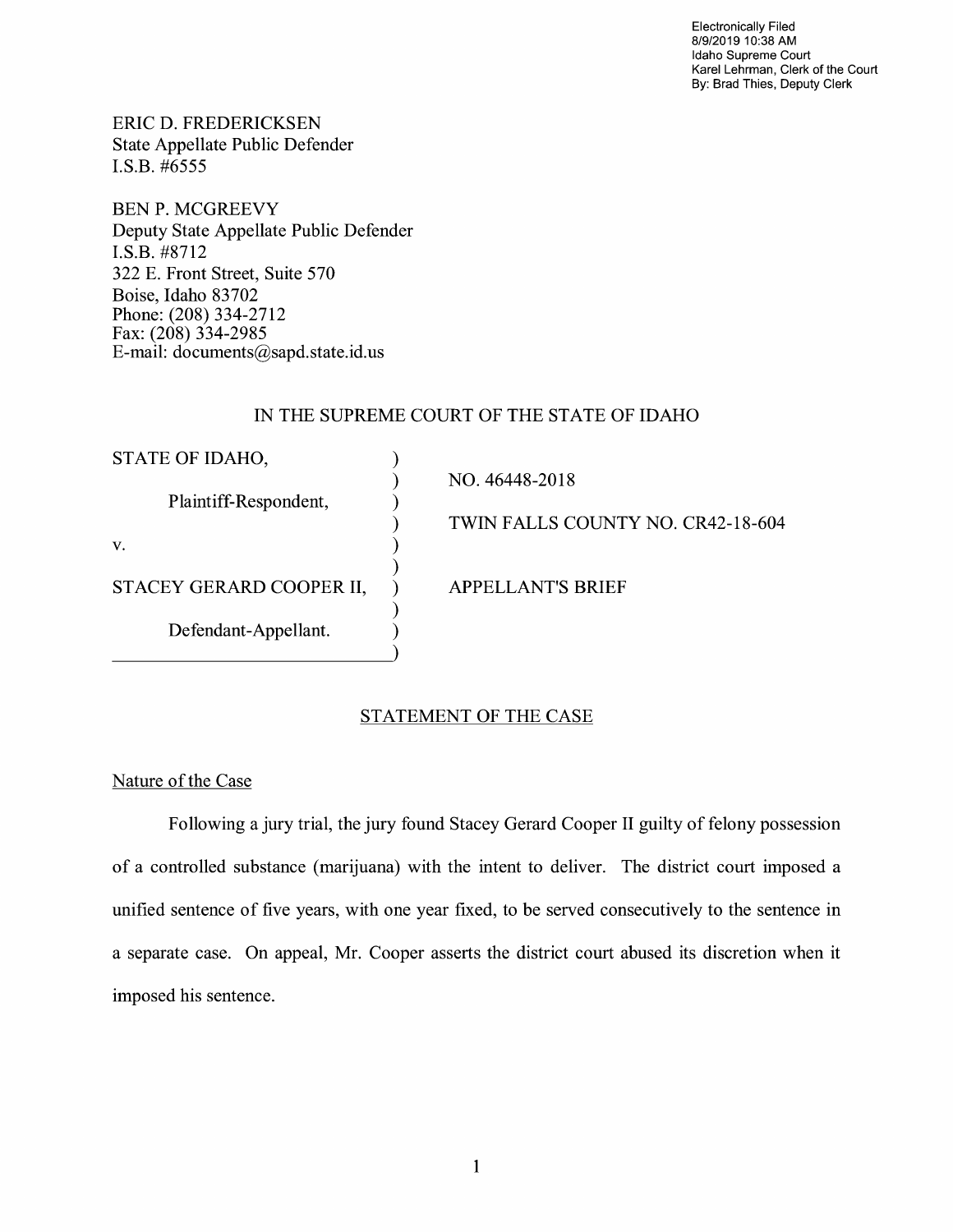Electronically Filed
8/9/2019 10:38 AM
Idaho Supreme Court
Karel Lehrman, Clerk of the Court
By: Brad Thies, Deputy Clerk

ERIC D. FREDERICKSEN
State Appellate Public Defender
I.S.B. #6555

BEN P. MCGREEVY
Deputy State Appellate Public Defender
I.S.B. #8712
322 E. Front Street, Suite 570
Boise, Idaho 83702
Phone: (208) 334-2712
Fax: (208) 334-2985
E-mail: documents@sapd.state.id.us

IN THE SUPREME COURT OF THE STATE OF IDAHO

| | |
|---|---|
| STATE OF IDAHO, | NO. 46448-2018 |
| Plaintiff-Respondent, | TWIN FALLS COUNTY NO. CR42-18-604 |
| v. | |
| STACEY GERARD COOPER II, | APPELLANT'S BRIEF |
| Defendant-Appellant. | |

## STATEMENT OF THE CASE

### Nature of the Case

Following a jury trial, the jury found Stacey Gerard Cooper II guilty of felony possession of a controlled substance (marijuana) with the intent to deliver. The district court imposed a unified sentence of five years, with one year fixed, to be served consecutively to the sentence in a separate case. On appeal, Mr. Cooper asserts the district court abused its discretion when it imposed his sentence.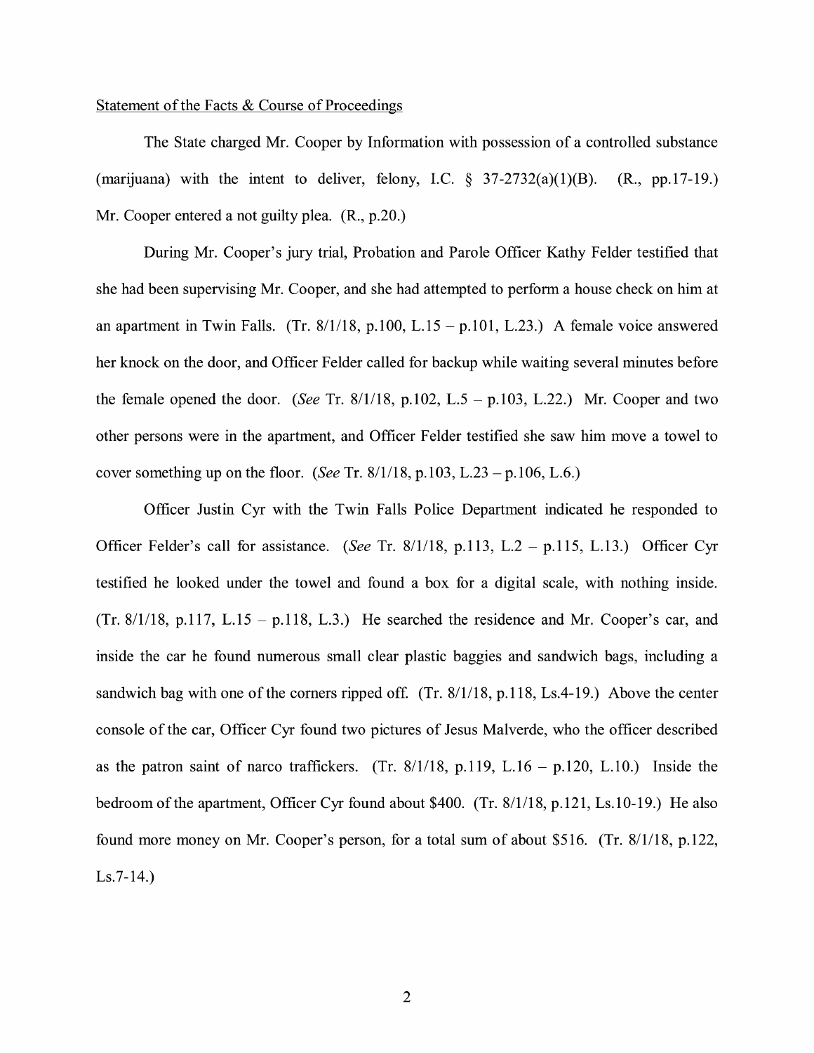Statement of the Facts & Course of Proceedings

The State charged Mr. Cooper by Information with possession of a controlled substance (marijuana) with the intent to deliver, felony, I.C. § 37-2732(a)(1)(B). (R., pp.17-19.) Mr. Cooper entered a not guilty plea. (R., p.20.)

During Mr. Cooper's jury trial, Probation and Parole Officer Kathy Felder testified that she had been supervising Mr. Cooper, and she had attempted to perform a house check on him at an apartment in Twin Falls. (Tr. 8/1/18, p.100, L.15 – p.101, L.23.) A female voice answered her knock on the door, and Officer Felder called for backup while waiting several minutes before the female opened the door. (*See* Tr. 8/1/18, p.102, L.5 – p.103, L.22.) Mr. Cooper and two other persons were in the apartment, and Officer Felder testified she saw him move a towel to cover something up on the floor. (*See* Tr. 8/1/18, p.103, L.23 – p.106, L.6.)

Officer Justin Cyr with the Twin Falls Police Department indicated he responded to Officer Felder's call for assistance. (*See* Tr. 8/1/18, p.113, L.2 – p.115, L.13.) Officer Cyr testified he looked under the towel and found a box for a digital scale, with nothing inside. (Tr. 8/1/18, p.117, L.15 – p.118, L.3.) He searched the residence and Mr. Cooper's car, and inside the car he found numerous small clear plastic baggies and sandwich bags, including a sandwich bag with one of the corners ripped off. (Tr. 8/1/18, p.118, Ls.4-19.) Above the center console of the car, Officer Cyr found two pictures of Jesus Malverde, who the officer described as the patron saint of narco traffickers. (Tr. 8/1/18, p.119, L.16 – p.120, L.10.) Inside the bedroom of the apartment, Officer Cyr found about $400. (Tr. 8/1/18, p.121, Ls.10-19.) He also found more money on Mr. Cooper's person, for a total sum of about $516. (Tr. 8/1/18, p.122, Ls.7-14.)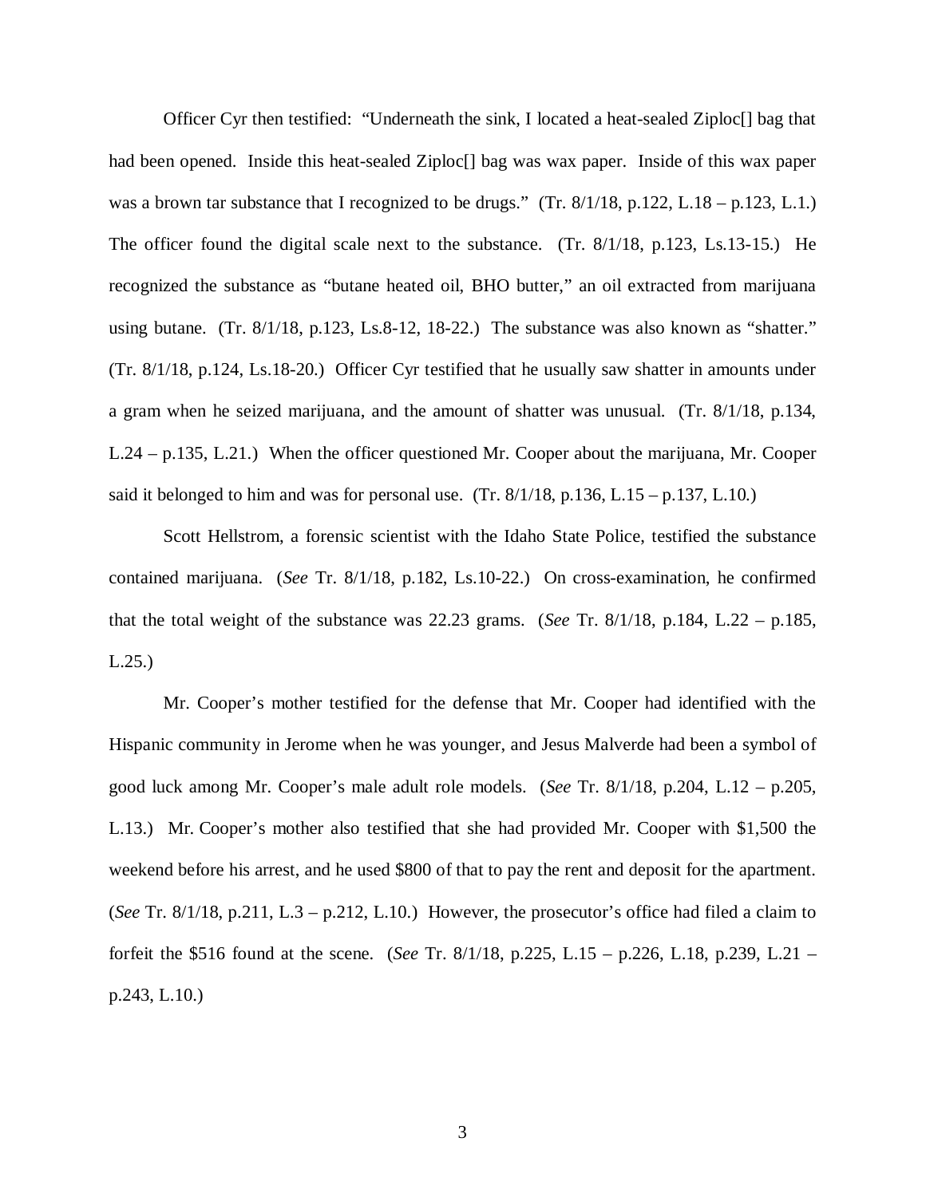Officer Cyr then testified: "Underneath the sink, I located a heat-sealed Ziploc[] bag that had been opened. Inside this heat-sealed Ziploc[] bag was wax paper. Inside of this wax paper was a brown tar substance that I recognized to be drugs." (Tr. 8/1/18, p.122, L.18 – p.123, L.1.) The officer found the digital scale next to the substance. (Tr. 8/1/18, p.123, Ls.13-15.) He recognized the substance as "butane heated oil, BHO butter," an oil extracted from marijuana using butane. (Tr. 8/1/18, p.123, Ls.8-12, 18-22.) The substance was also known as "shatter." (Tr. 8/1/18, p.124, Ls.18-20.) Officer Cyr testified that he usually saw shatter in amounts under a gram when he seized marijuana, and the amount of shatter was unusual. (Tr. 8/1/18, p.134, L.24 – p.135, L.21.) When the officer questioned Mr. Cooper about the marijuana, Mr. Cooper said it belonged to him and was for personal use. (Tr. 8/1/18, p.136, L.15 – p.137, L.10.)

Scott Hellstrom, a forensic scientist with the Idaho State Police, testified the substance contained marijuana. (*See* Tr. 8/1/18, p.182, Ls.10-22.) On cross-examination, he confirmed that the total weight of the substance was 22.23 grams. (*See* Tr. 8/1/18, p.184, L.22 – p.185, L.25.)

Mr. Cooper's mother testified for the defense that Mr. Cooper had identified with the Hispanic community in Jerome when he was younger, and Jesus Malverde had been a symbol of good luck among Mr. Cooper's male adult role models. (*See* Tr. 8/1/18, p.204, L.12 – p.205, L.13.) Mr. Cooper's mother also testified that she had provided Mr. Cooper with $1,500 the weekend before his arrest, and he used $800 of that to pay the rent and deposit for the apartment. (*See* Tr. 8/1/18, p.211, L.3 – p.212, L.10.) However, the prosecutor's office had filed a claim to forfeit the $516 found at the scene. (*See* Tr. 8/1/18, p.225, L.15 – p.226, L.18, p.239, L.21 – p.243, L.10.)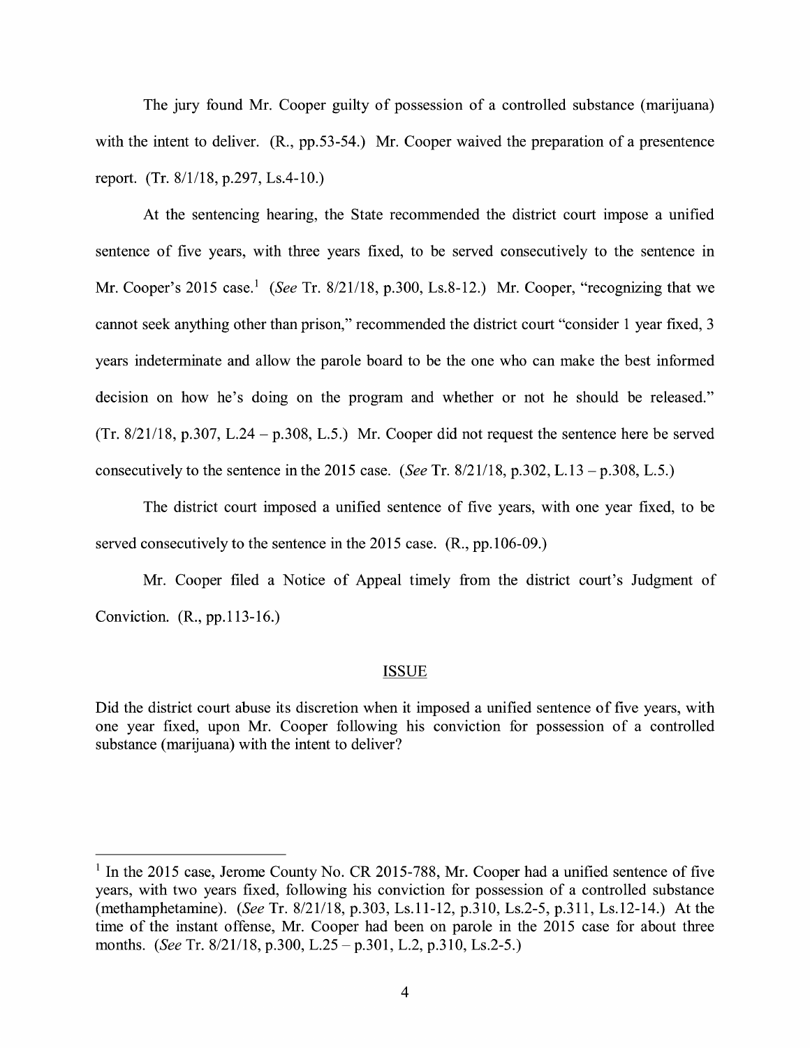The jury found Mr. Cooper guilty of possession of a controlled substance (marijuana) with the intent to deliver. (R., pp.53-54.) Mr. Cooper waived the preparation of a presentence report. (Tr. 8/1/18, p.297, Ls.4-10.)

At the sentencing hearing, the State recommended the district court impose a unified sentence of five years, with three years fixed, to be served consecutively to the sentence in Mr. Cooper's 2015 case.[1] (*See* Tr. 8/21/18, p.300, Ls.8-12.) Mr. Cooper, "recognizing that we cannot seek anything other than prison," recommended the district court "consider 1 year fixed, 3 years indeterminate and allow the parole board to be the one who can make the best informed decision on how he's doing on the program and whether or not he should be released." (Tr. 8/21/18, p.307, L.24 – p.308, L.5.) Mr. Cooper did not request the sentence here be served consecutively to the sentence in the 2015 case. (*See* Tr. 8/21/18, p.302, L.13 – p.308, L.5.)

The district court imposed a unified sentence of five years, with one year fixed, to be served consecutively to the sentence in the 2015 case. (R., pp.106-09.)

Mr. Cooper filed a Notice of Appeal timely from the district court's Judgment of Conviction. (R., pp.113-16.)

## ISSUE

Did the district court abuse its discretion when it imposed a unified sentence of five years, with one year fixed, upon Mr. Cooper following his conviction for possession of a controlled substance (marijuana) with the intent to deliver?

---

[1] In the 2015 case, Jerome County No. CR 2015-788, Mr. Cooper had a unified sentence of five years, with two years fixed, following his conviction for possession of a controlled substance (methamphetamine). (*See* Tr. 8/21/18, p.303, Ls.11-12, p.310, Ls.2-5, p.311, Ls.12-14.) At the time of the instant offense, Mr. Cooper had been on parole in the 2015 case for about three months. (*See* Tr. 8/21/18, p.300, L.25 – p.301, L.2, p.310, Ls.2-5.)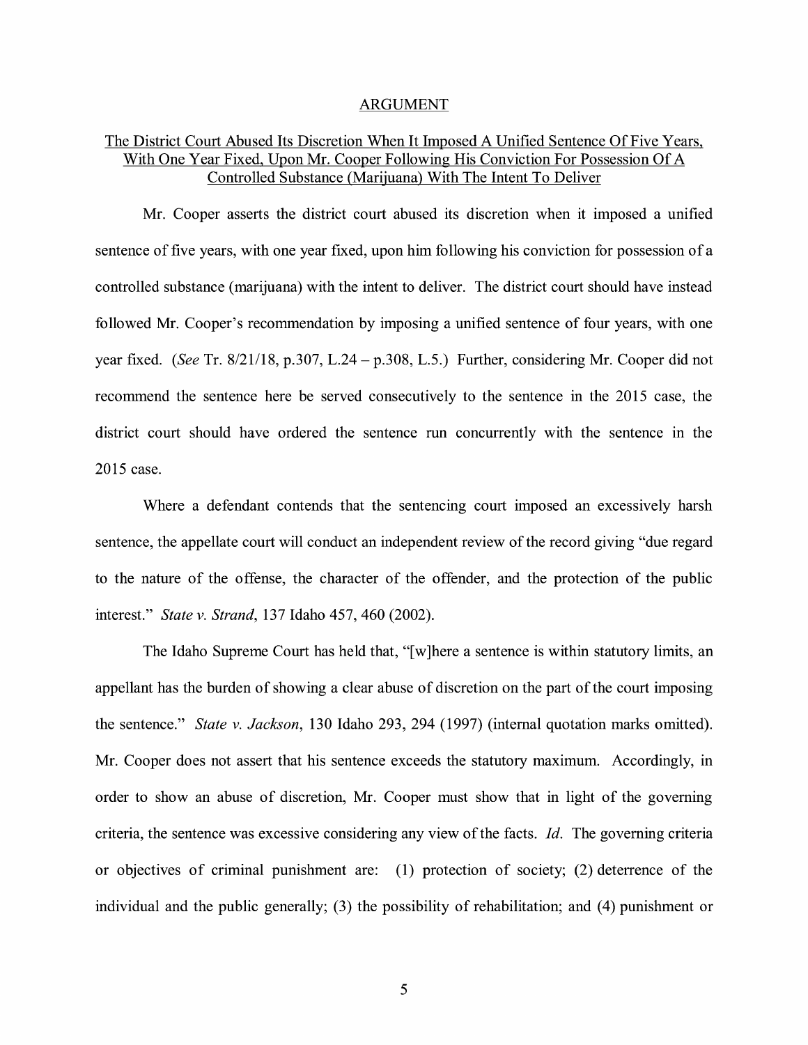## ARGUMENT

### The District Court Abused Its Discretion When It Imposed A Unified Sentence Of Five Years, With One Year Fixed, Upon Mr. Cooper Following His Conviction For Possession Of A Controlled Substance (Marijuana) With The Intent To Deliver

Mr. Cooper asserts the district court abused its discretion when it imposed a unified sentence of five years, with one year fixed, upon him following his conviction for possession of a controlled substance (marijuana) with the intent to deliver. The district court should have instead followed Mr. Cooper's recommendation by imposing a unified sentence of four years, with one year fixed. (*See* Tr. 8/21/18, p.307, L.24 – p.308, L.5.) Further, considering Mr. Cooper did not recommend the sentence here be served consecutively to the sentence in the 2015 case, the district court should have ordered the sentence run concurrently with the sentence in the 2015 case.

Where a defendant contends that the sentencing court imposed an excessively harsh sentence, the appellate court will conduct an independent review of the record giving "due regard to the nature of the offense, the character of the offender, and the protection of the public interest." *State v. Strand*, 137 Idaho 457, 460 (2002).

The Idaho Supreme Court has held that, "[w]here a sentence is within statutory limits, an appellant has the burden of showing a clear abuse of discretion on the part of the court imposing the sentence." *State v. Jackson*, 130 Idaho 293, 294 (1997) (internal quotation marks omitted). Mr. Cooper does not assert that his sentence exceeds the statutory maximum. Accordingly, in order to show an abuse of discretion, Mr. Cooper must show that in light of the governing criteria, the sentence was excessive considering any view of the facts. *Id.* The governing criteria or objectives of criminal punishment are: (1) protection of society; (2) deterrence of the individual and the public generally; (3) the possibility of rehabilitation; and (4) punishment or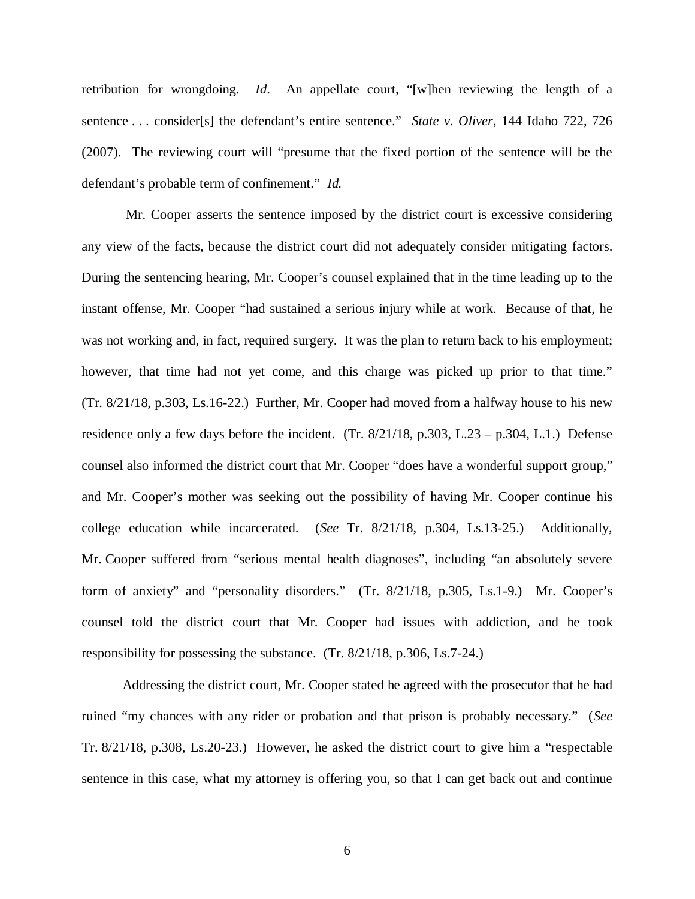retribution for wrongdoing. *Id.* An appellate court, "[w]hen reviewing the length of a sentence . . . consider[s] the defendant's entire sentence." *State v. Oliver*, 144 Idaho 722, 726 (2007). The reviewing court will "presume that the fixed portion of the sentence will be the defendant's probable term of confinement." *Id.*

Mr. Cooper asserts the sentence imposed by the district court is excessive considering any view of the facts, because the district court did not adequately consider mitigating factors. During the sentencing hearing, Mr. Cooper's counsel explained that in the time leading up to the instant offense, Mr. Cooper "had sustained a serious injury while at work. Because of that, he was not working and, in fact, required surgery. It was the plan to return back to his employment; however, that time had not yet come, and this charge was picked up prior to that time." (Tr. 8/21/18, p.303, Ls.16-22.) Further, Mr. Cooper had moved from a halfway house to his new residence only a few days before the incident. (Tr. 8/21/18, p.303, L.23 – p.304, L.1.) Defense counsel also informed the district court that Mr. Cooper "does have a wonderful support group," and Mr. Cooper's mother was seeking out the possibility of having Mr. Cooper continue his college education while incarcerated. (*See* Tr. 8/21/18, p.304, Ls.13-25.) Additionally, Mr. Cooper suffered from "serious mental health diagnoses", including "an absolutely severe form of anxiety" and "personality disorders." (Tr. 8/21/18, p.305, Ls.1-9.) Mr. Cooper's counsel told the district court that Mr. Cooper had issues with addiction, and he took responsibility for possessing the substance. (Tr. 8/21/18, p.306, Ls.7-24.)

Addressing the district court, Mr. Cooper stated he agreed with the prosecutor that he had ruined "my chances with any rider or probation and that prison is probably necessary." (*See* Tr. 8/21/18, p.308, Ls.20-23.) However, he asked the district court to give him a "respectable sentence in this case, what my attorney is offering you, so that I can get back out and continue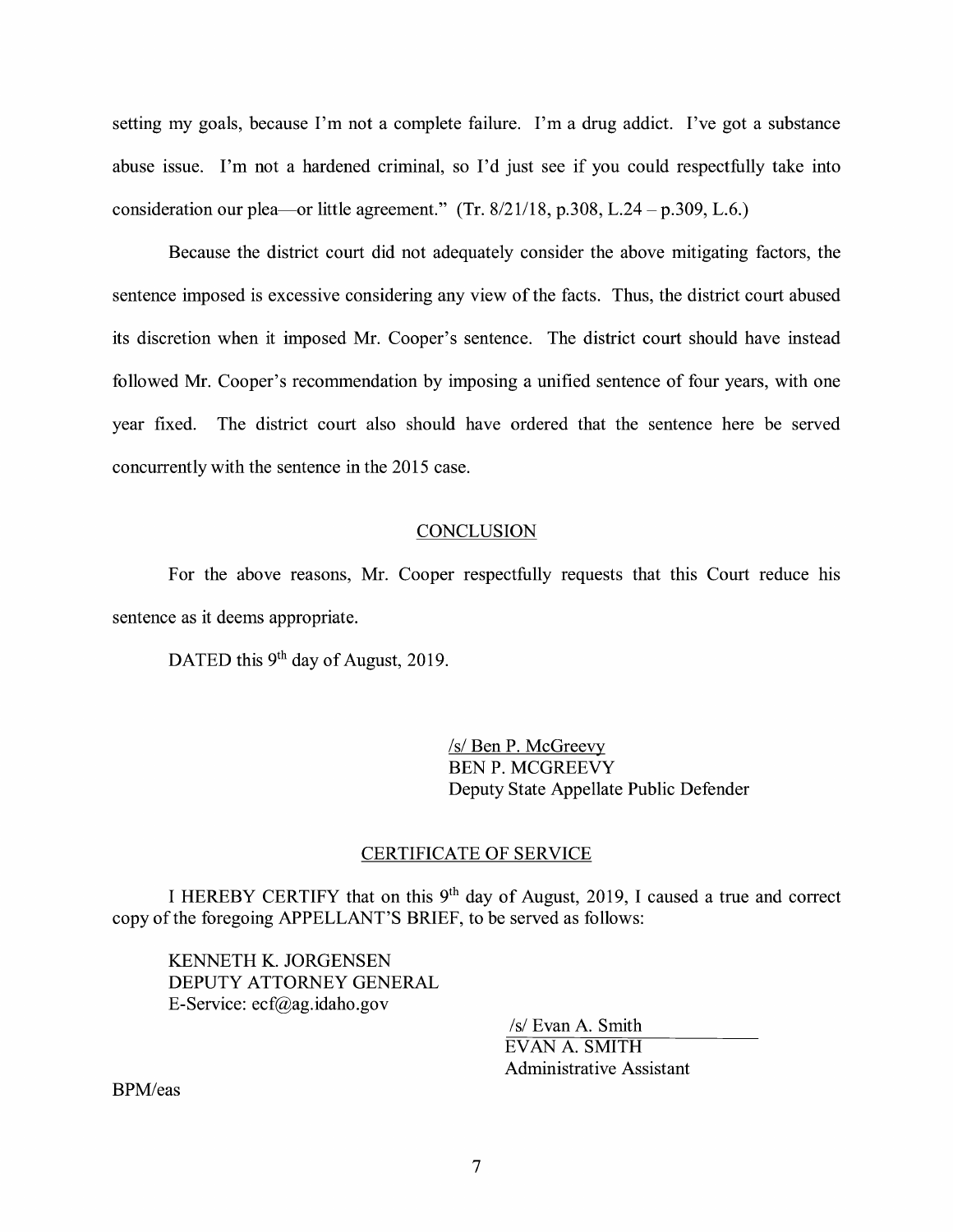setting my goals, because I'm not a complete failure. I'm a drug addict. I've got a substance abuse issue. I'm not a hardened criminal, so I'd just see if you could respectfully take into consideration our plea—or little agreement." (Tr. 8/21/18, p.308, L.24 – p.309, L.6.)

Because the district court did not adequately consider the above mitigating factors, the sentence imposed is excessive considering any view of the facts. Thus, the district court abused its discretion when it imposed Mr. Cooper's sentence. The district court should have instead followed Mr. Cooper's recommendation by imposing a unified sentence of four years, with one year fixed. The district court also should have ordered that the sentence here be served concurrently with the sentence in the 2015 case.

## CONCLUSION

For the above reasons, Mr. Cooper respectfully requests that this Court reduce his sentence as it deems appropriate.

DATED this 9th day of August, 2019.

/s/ Ben P. McGreevy
BEN P. MCGREEVY
Deputy State Appellate Public Defender

## CERTIFICATE OF SERVICE

I HEREBY CERTIFY that on this 9th day of August, 2019, I caused a true and correct copy of the foregoing APPELLANT'S BRIEF, to be served as follows:

KENNETH K. JORGENSEN
DEPUTY ATTORNEY GENERAL
E-Service: ecf@ag.idaho.gov

/s/ Evan A. Smith
EVAN A. SMITH
Administrative Assistant

BPM/eas